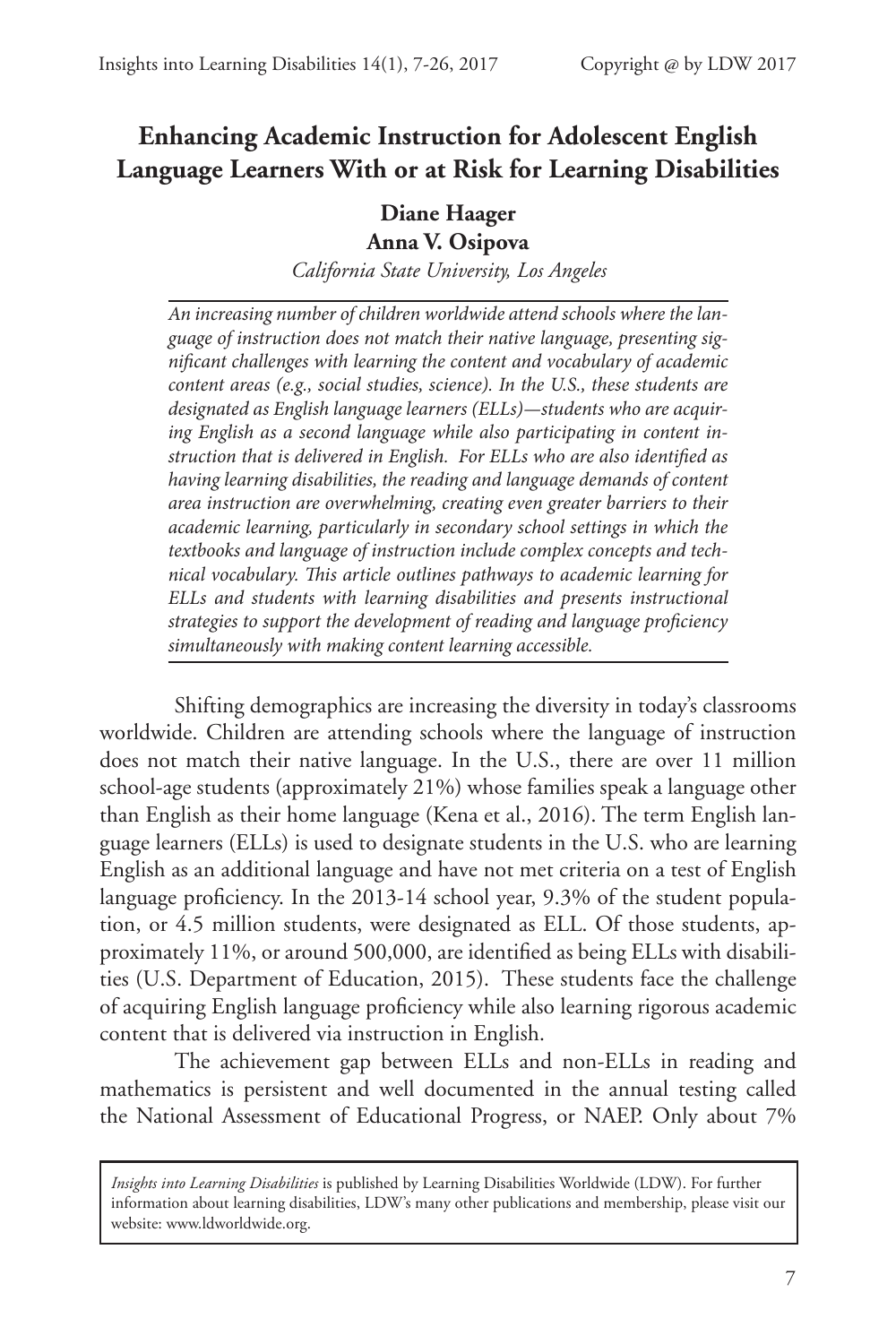# Enhancing Academic Instruction for Adolescent English Language Learners With or at Risk for Learning Disabilities

**Diane Haager**
**Anna V. Osipova**
*California State University, Los Angeles*

---

*An increasing number of children worldwide attend schools where the language of instruction does not match their native language, presenting significant challenges with learning the content and vocabulary of academic content areas (e.g., social studies, science). In the U.S., these students are designated as English language learners (ELLs)—students who are acquiring English as a second language while also participating in content instruction that is delivered in English. For ELLs who are also identified as having learning disabilities, the reading and language demands of content area instruction are overwhelming, creating even greater barriers to their academic learning, particularly in secondary school settings in which the textbooks and language of instruction include complex concepts and technical vocabulary. This article outlines pathways to academic learning for ELLs and students with learning disabilities and presents instructional strategies to support the development of reading and language proficiency simultaneously with making content learning accessible.*

---

Shifting demographics are increasing the diversity in today's classrooms worldwide. Children are attending schools where the language of instruction does not match their native language. In the U.S., there are over 11 million school-age students (approximately 21%) whose families speak a language other than English as their home language (Kena et al., 2016). The term English language learners (ELLs) is used to designate students in the U.S. who are learning English as an additional language and have not met criteria on a test of English language proficiency. In the 2013-14 school year, 9.3% of the student population, or 4.5 million students, were designated as ELL. Of those students, approximately 11%, or around 500,000, are identified as being ELLs with disabilities (U.S. Department of Education, 2015). These students face the challenge of acquiring English language proficiency while also learning rigorous academic content that is delivered via instruction in English.

The achievement gap between ELLs and non-ELLs in reading and mathematics is persistent and well documented in the annual testing called the National Assessment of Educational Progress, or NAEP. Only about 7%

---

*Insights into Learning Disabilities* is published by Learning Disabilities Worldwide (LDW). For further information about learning disabilities, LDW's many other publications and membership, please visit our website: www.ldworldwide.org.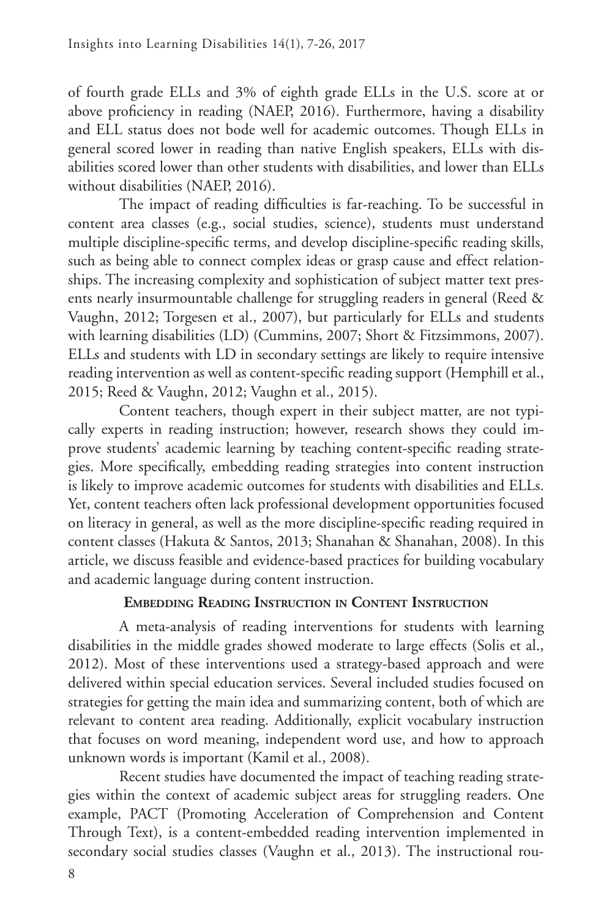of fourth grade ELLs and 3% of eighth grade ELLs in the U.S. score at or above proficiency in reading (NAEP, 2016). Furthermore, having a disability and ELL status does not bode well for academic outcomes. Though ELLs in general scored lower in reading than native English speakers, ELLs with disabilities scored lower than other students with disabilities, and lower than ELLs without disabilities (NAEP, 2016).

The impact of reading difficulties is far-reaching. To be successful in content area classes (e.g., social studies, science), students must understand multiple discipline-specific terms, and develop discipline-specific reading skills, such as being able to connect complex ideas or grasp cause and effect relationships. The increasing complexity and sophistication of subject matter text presents nearly insurmountable challenge for struggling readers in general (Reed & Vaughn, 2012; Torgesen et al., 2007), but particularly for ELLs and students with learning disabilities (LD) (Cummins, 2007; Short & Fitzsimmons, 2007). ELLs and students with LD in secondary settings are likely to require intensive reading intervention as well as content-specific reading support (Hemphill et al., 2015; Reed & Vaughn, 2012; Vaughn et al., 2015).

Content teachers, though expert in their subject matter, are not typically experts in reading instruction; however, research shows they could improve students' academic learning by teaching content-specific reading strategies. More specifically, embedding reading strategies into content instruction is likely to improve academic outcomes for students with disabilities and ELLs. Yet, content teachers often lack professional development opportunities focused on literacy in general, as well as the more discipline-specific reading required in content classes (Hakuta & Santos, 2013; Shanahan & Shanahan, 2008). In this article, we discuss feasible and evidence-based practices for building vocabulary and academic language during content instruction.

## Embedding Reading Instruction in Content Instruction

A meta-analysis of reading interventions for students with learning disabilities in the middle grades showed moderate to large effects (Solis et al., 2012). Most of these interventions used a strategy-based approach and were delivered within special education services. Several included studies focused on strategies for getting the main idea and summarizing content, both of which are relevant to content area reading. Additionally, explicit vocabulary instruction that focuses on word meaning, independent word use, and how to approach unknown words is important (Kamil et al., 2008).

Recent studies have documented the impact of teaching reading strategies within the context of academic subject areas for struggling readers. One example, PACT (Promoting Acceleration of Comprehension and Content Through Text), is a content-embedded reading intervention implemented in secondary social studies classes (Vaughn et al., 2013). The instructional rou-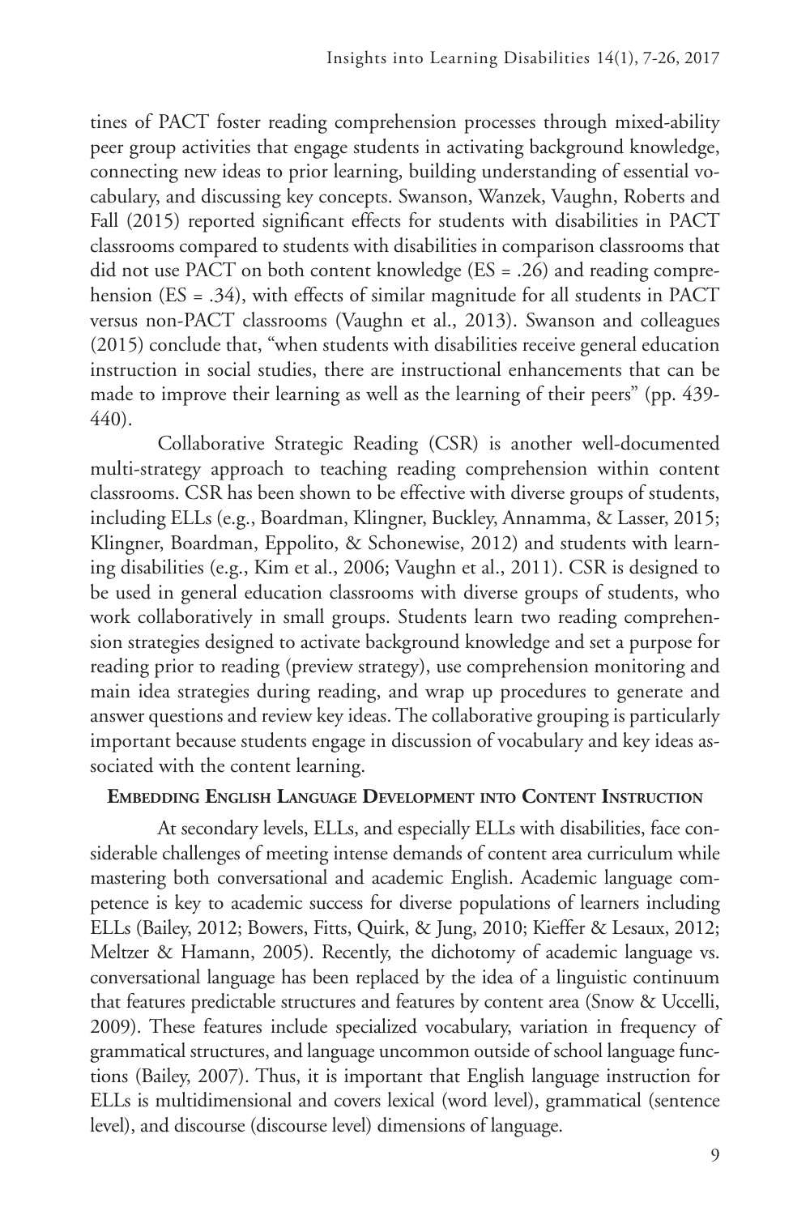tines of PACT foster reading comprehension processes through mixed-ability peer group activities that engage students in activating background knowledge, connecting new ideas to prior learning, building understanding of essential vocabulary, and discussing key concepts. Swanson, Wanzek, Vaughn, Roberts and Fall (2015) reported significant effects for students with disabilities in PACT classrooms compared to students with disabilities in comparison classrooms that did not use PACT on both content knowledge (ES = .26) and reading comprehension (ES = .34), with effects of similar magnitude for all students in PACT versus non-PACT classrooms (Vaughn et al., 2013). Swanson and colleagues (2015) conclude that, "when students with disabilities receive general education instruction in social studies, there are instructional enhancements that can be made to improve their learning as well as the learning of their peers" (pp. 439-440).

Collaborative Strategic Reading (CSR) is another well-documented multi-strategy approach to teaching reading comprehension within content classrooms. CSR has been shown to be effective with diverse groups of students, including ELLs (e.g., Boardman, Klingner, Buckley, Annamma, & Lasser, 2015; Klingner, Boardman, Eppolito, & Schonewise, 2012) and students with learning disabilities (e.g., Kim et al., 2006; Vaughn et al., 2011). CSR is designed to be used in general education classrooms with diverse groups of students, who work collaboratively in small groups. Students learn two reading comprehension strategies designed to activate background knowledge and set a purpose for reading prior to reading (preview strategy), use comprehension monitoring and main idea strategies during reading, and wrap up procedures to generate and answer questions and review key ideas. The collaborative grouping is particularly important because students engage in discussion of vocabulary and key ideas associated with the content learning.

### Embedding English Language Development into Content Instruction

At secondary levels, ELLs, and especially ELLs with disabilities, face considerable challenges of meeting intense demands of content area curriculum while mastering both conversational and academic English. Academic language competence is key to academic success for diverse populations of learners including ELLs (Bailey, 2012; Bowers, Fitts, Quirk, & Jung, 2010; Kieffer & Lesaux, 2012; Meltzer & Hamann, 2005). Recently, the dichotomy of academic language vs. conversational language has been replaced by the idea of a linguistic continuum that features predictable structures and features by content area (Snow & Uccelli, 2009). These features include specialized vocabulary, variation in frequency of grammatical structures, and language uncommon outside of school language functions (Bailey, 2007). Thus, it is important that English language instruction for ELLs is multidimensional and covers lexical (word level), grammatical (sentence level), and discourse (discourse level) dimensions of language.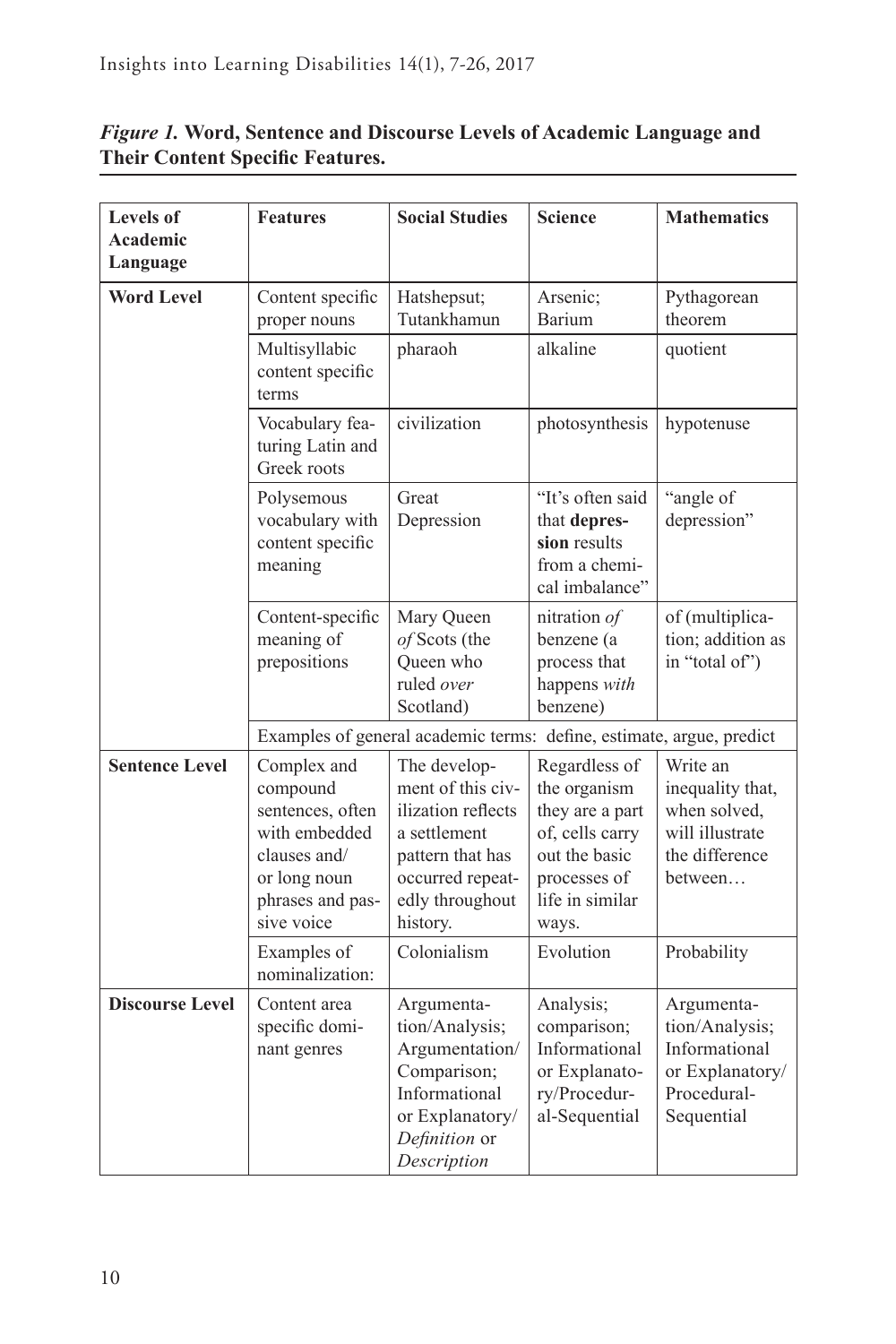*Figure 1.* **Word, Sentence and Discourse Levels of Academic Language and Their Content Specific Features.**

| Levels of Academic Language | Features | Social Studies | Science | Mathematics |
|---|---|---|---|---|
| **Word Level** | Content specific proper nouns | Hatshepsut; Tutankhamun | Arsenic; Barium | Pythagorean theorem |
| | Multisyllabic content specific terms | pharaoh | alkaline | quotient |
| | Vocabulary featuring Latin and Greek roots | civilization | photosynthesis | hypotenuse |
| | Polysemous vocabulary with content specific meaning | Great Depression | "It's often said that **depression** results from a chemical imbalance" | "angle of depression" |
| | Content-specific meaning of prepositions | Mary Queen *of* Scots (the Queen who ruled *over* Scotland) | nitration *of* benzene (a process that happens *with* benzene) | of (multiplication; addition as in "total of") |
| | Examples of general academic terms: define, estimate, argue, predict | | | |
| **Sentence Level** | Complex and compound sentences, often with embedded clauses and/or long noun phrases and passive voice | The development of this civilization reflects a settlement pattern that has occurred repeatedly throughout history. | Regardless of the organism they are a part of, cells carry out the basic processes of life in similar ways. | Write an inequality that, when solved, will illustrate the difference between… |
| | Examples of nominalization: | Colonialism | Evolution | Probability |
| **Discourse Level** | Content area specific dominant genres | Argumentation/Analysis; Argumentation/Comparison; Informational or Explanatory/*Definition* or *Description* | Analysis; comparison; Informational or Explanatory/Procedural-Sequential | Argumentation/Analysis; Informational or Explanatory/Procedural-Sequential |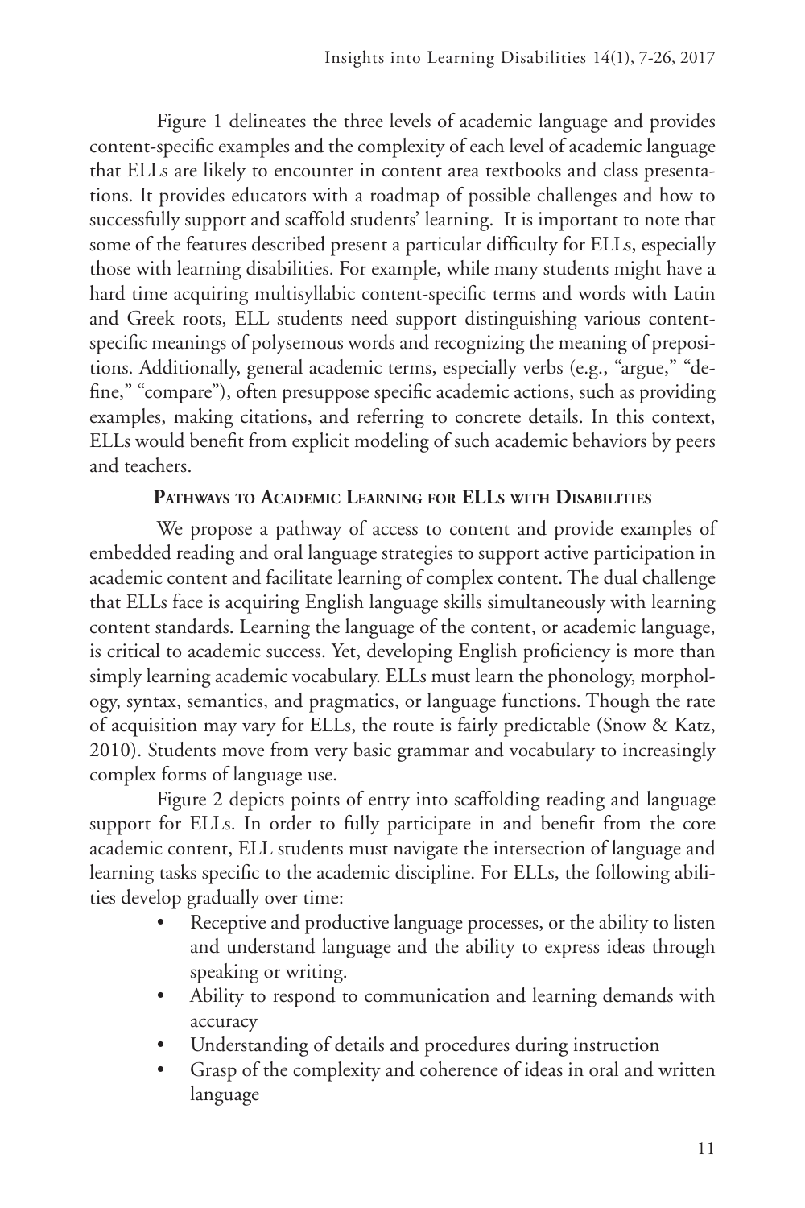Figure 1 delineates the three levels of academic language and provides content-specific examples and the complexity of each level of academic language that ELLs are likely to encounter in content area textbooks and class presentations. It provides educators with a roadmap of possible challenges and how to successfully support and scaffold students' learning. It is important to note that some of the features described present a particular difficulty for ELLs, especially those with learning disabilities. For example, while many students might have a hard time acquiring multisyllabic content-specific terms and words with Latin and Greek roots, ELL students need support distinguishing various content-specific meanings of polysemous words and recognizing the meaning of prepositions. Additionally, general academic terms, especially verbs (e.g., "argue," "define," "compare"), often presuppose specific academic actions, such as providing examples, making citations, and referring to concrete details. In this context, ELLs would benefit from explicit modeling of such academic behaviors by peers and teachers.

## Pathways to Academic Learning for ELLs with Disabilities

We propose a pathway of access to content and provide examples of embedded reading and oral language strategies to support active participation in academic content and facilitate learning of complex content. The dual challenge that ELLs face is acquiring English language skills simultaneously with learning content standards. Learning the language of the content, or academic language, is critical to academic success. Yet, developing English proficiency is more than simply learning academic vocabulary. ELLs must learn the phonology, morphology, syntax, semantics, and pragmatics, or language functions. Though the rate of acquisition may vary for ELLs, the route is fairly predictable (Snow & Katz, 2010). Students move from very basic grammar and vocabulary to increasingly complex forms of language use.

Figure 2 depicts points of entry into scaffolding reading and language support for ELLs. In order to fully participate in and benefit from the core academic content, ELL students must navigate the intersection of language and learning tasks specific to the academic discipline. For ELLs, the following abilities develop gradually over time:

- Receptive and productive language processes, or the ability to listen and understand language and the ability to express ideas through speaking or writing.
- Ability to respond to communication and learning demands with accuracy
- Understanding of details and procedures during instruction
- Grasp of the complexity and coherence of ideas in oral and written language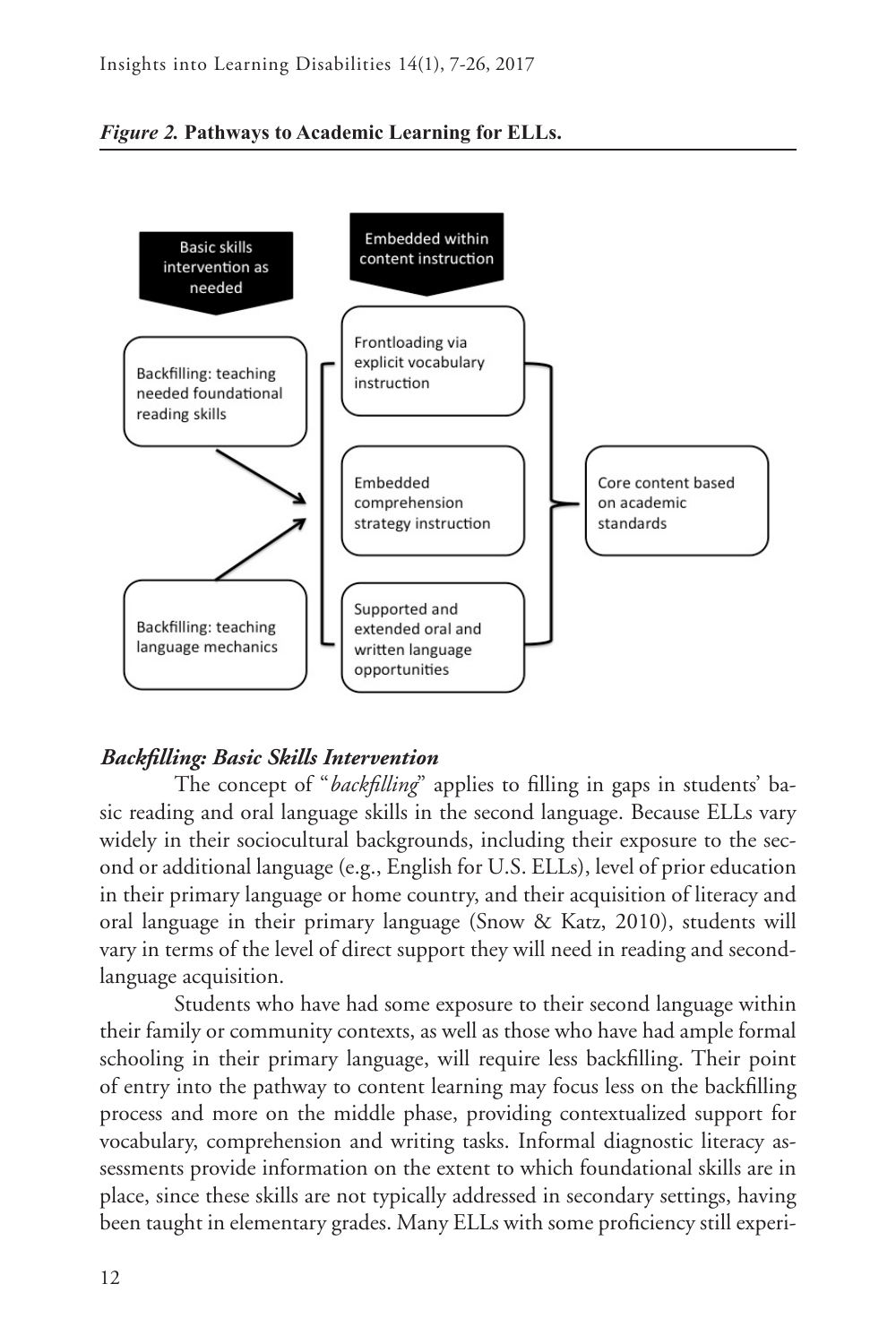*Figure 2.* **Pathways to Academic Learning for ELLs.**

Basic skills intervention as needed

Embedded within content instruction

Backfilling: teaching needed foundational reading skills

Backfilling: teaching language mechanics

Frontloading via explicit vocabulary instruction

Embedded comprehension strategy instruction

Supported and extended oral and written language opportunities

Core content based on academic standards

### *Backfilling: Basic Skills Intervention*

The concept of "*backfilling*" applies to filling in gaps in students' basic reading and oral language skills in the second language. Because ELLs vary widely in their sociocultural backgrounds, including their exposure to the second or additional language (e.g., English for U.S. ELLs), level of prior education in their primary language or home country, and their acquisition of literacy and oral language in their primary language (Snow & Katz, 2010), students will vary in terms of the level of direct support they will need in reading and second-language acquisition.

Students who have had some exposure to their second language within their family or community contexts, as well as those who have had ample formal schooling in their primary language, will require less backfilling. Their point of entry into the pathway to content learning may focus less on the backfilling process and more on the middle phase, providing contextualized support for vocabulary, comprehension and writing tasks. Informal diagnostic literacy assessments provide information on the extent to which foundational skills are in place, since these skills are not typically addressed in secondary settings, having been taught in elementary grades. Many ELLs with some proficiency still experi-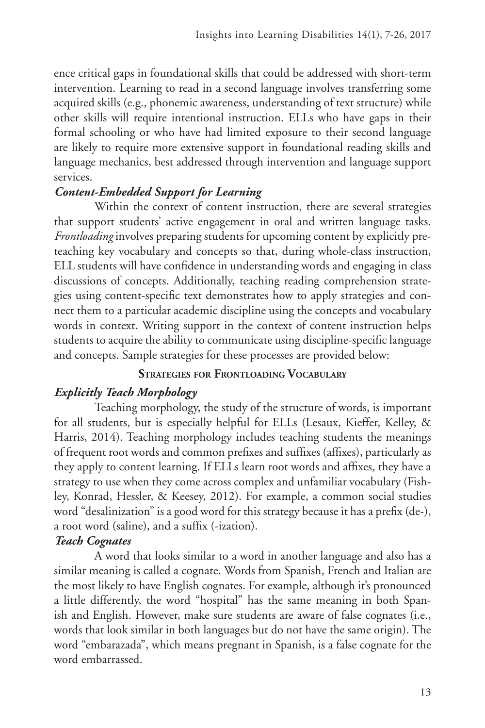ence critical gaps in foundational skills that could be addressed with short-term intervention. Learning to read in a second language involves transferring some acquired skills (e.g., phonemic awareness, understanding of text structure) while other skills will require intentional instruction. ELLs who have gaps in their formal schooling or who have had limited exposure to their second language are likely to require more extensive support in foundational reading skills and language mechanics, best addressed through intervention and language support services.

### *Content-Embedded Support for Learning*

Within the context of content instruction, there are several strategies that support students' active engagement in oral and written language tasks. *Frontloading* involves preparing students for upcoming content by explicitly pre-teaching key vocabulary and concepts so that, during whole-class instruction, ELL students will have confidence in understanding words and engaging in class discussions of concepts. Additionally, teaching reading comprehension strategies using content-specific text demonstrates how to apply strategies and connect them to a particular academic discipline using the concepts and vocabulary words in context. Writing support in the context of content instruction helps students to acquire the ability to communicate using discipline-specific language and concepts. Sample strategies for these processes are provided below:

## Strategies for Frontloading Vocabulary

### *Explicitly Teach Morphology*

Teaching morphology, the study of the structure of words, is important for all students, but is especially helpful for ELLs (Lesaux, Kieffer, Kelley, & Harris, 2014). Teaching morphology includes teaching students the meanings of frequent root words and common prefixes and suffixes (affixes), particularly as they apply to content learning. If ELLs learn root words and affixes, they have a strategy to use when they come across complex and unfamiliar vocabulary (Fishley, Konrad, Hessler, & Keesey, 2012). For example, a common social studies word "desalinization" is a good word for this strategy because it has a prefix (de-), a root word (saline), and a suffix (-ization).

### *Teach Cognates*

A word that looks similar to a word in another language and also has a similar meaning is called a cognate. Words from Spanish, French and Italian are the most likely to have English cognates. For example, although it's pronounced a little differently, the word "hospital" has the same meaning in both Spanish and English. However, make sure students are aware of false cognates (i.e., words that look similar in both languages but do not have the same origin). The word "embarazada", which means pregnant in Spanish, is a false cognate for the word embarrassed.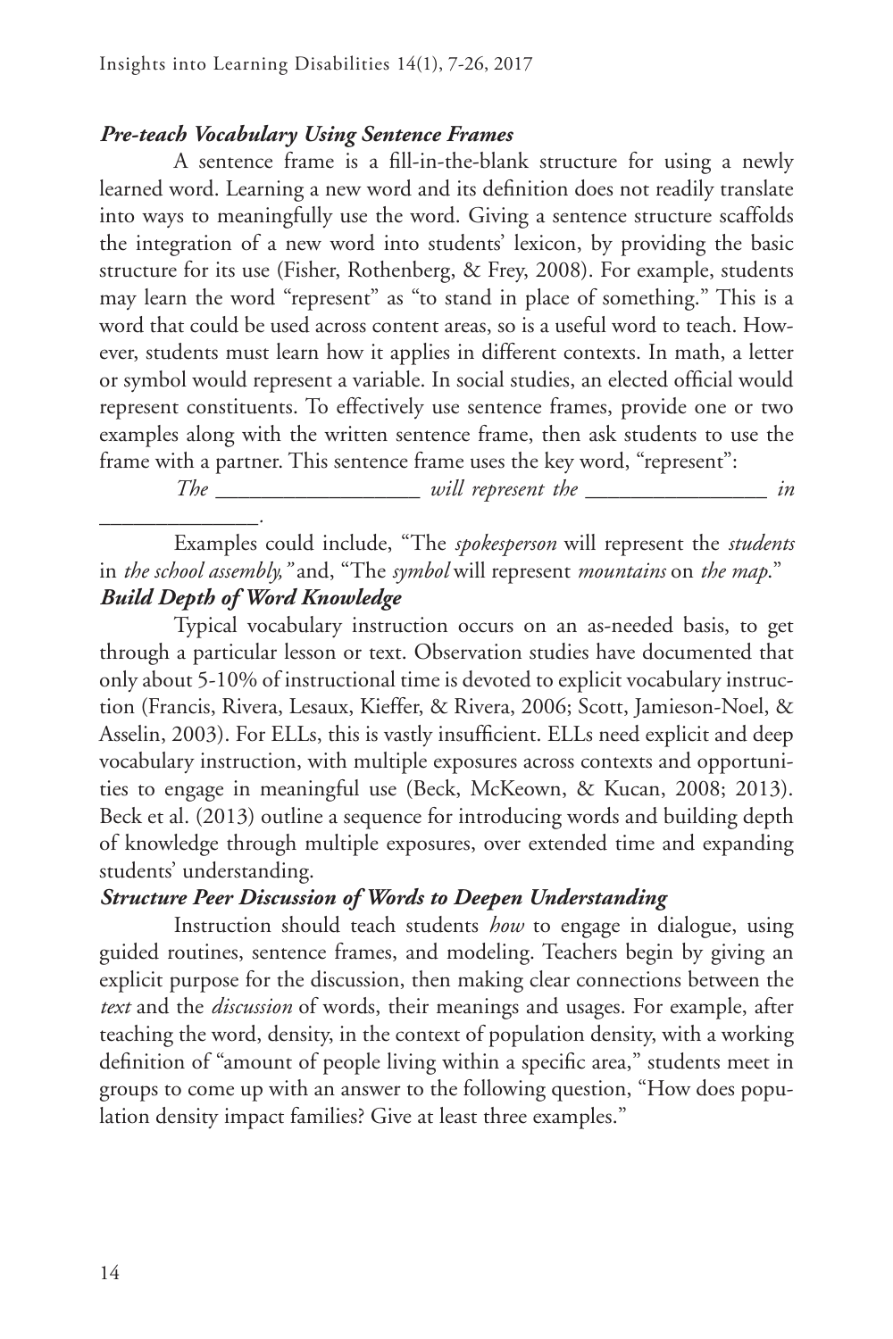### *Pre-teach Vocabulary Using Sentence Frames*

A sentence frame is a fill-in-the-blank structure for using a newly learned word. Learning a new word and its definition does not readily translate into ways to meaningfully use the word. Giving a sentence structure scaffolds the integration of a new word into students' lexicon, by providing the basic structure for its use (Fisher, Rothenberg, & Frey, 2008). For example, students may learn the word "represent" as "to stand in place of something." This is a word that could be used across content areas, so is a useful word to teach. However, students must learn how it applies in different contexts. In math, a letter or symbol would represent a variable. In social studies, an elected official would represent constituents. To effectively use sentence frames, provide one or two examples along with the written sentence frame, then ask students to use the frame with a partner. This sentence frame uses the key word, "represent":

*The* __________________ *will represent the* ________________ *in* ______________.

Examples could include, "The *spokesperson* will represent the *students* in *the school assembly,"* and, "The *symbol* will represent *mountains* on *the map*."

### *Build Depth of Word Knowledge*

Typical vocabulary instruction occurs on an as-needed basis, to get through a particular lesson or text. Observation studies have documented that only about 5-10% of instructional time is devoted to explicit vocabulary instruction (Francis, Rivera, Lesaux, Kieffer, & Rivera, 2006; Scott, Jamieson-Noel, & Asselin, 2003). For ELLs, this is vastly insufficient. ELLs need explicit and deep vocabulary instruction, with multiple exposures across contexts and opportunities to engage in meaningful use (Beck, McKeown, & Kucan, 2008; 2013). Beck et al. (2013) outline a sequence for introducing words and building depth of knowledge through multiple exposures, over extended time and expanding students' understanding.

### *Structure Peer Discussion of Words to Deepen Understanding*

Instruction should teach students *how* to engage in dialogue, using guided routines, sentence frames, and modeling. Teachers begin by giving an explicit purpose for the discussion, then making clear connections between the *text* and the *discussion* of words, their meanings and usages. For example, after teaching the word, density, in the context of population density, with a working definition of "amount of people living within a specific area," students meet in groups to come up with an answer to the following question, "How does population density impact families? Give at least three examples."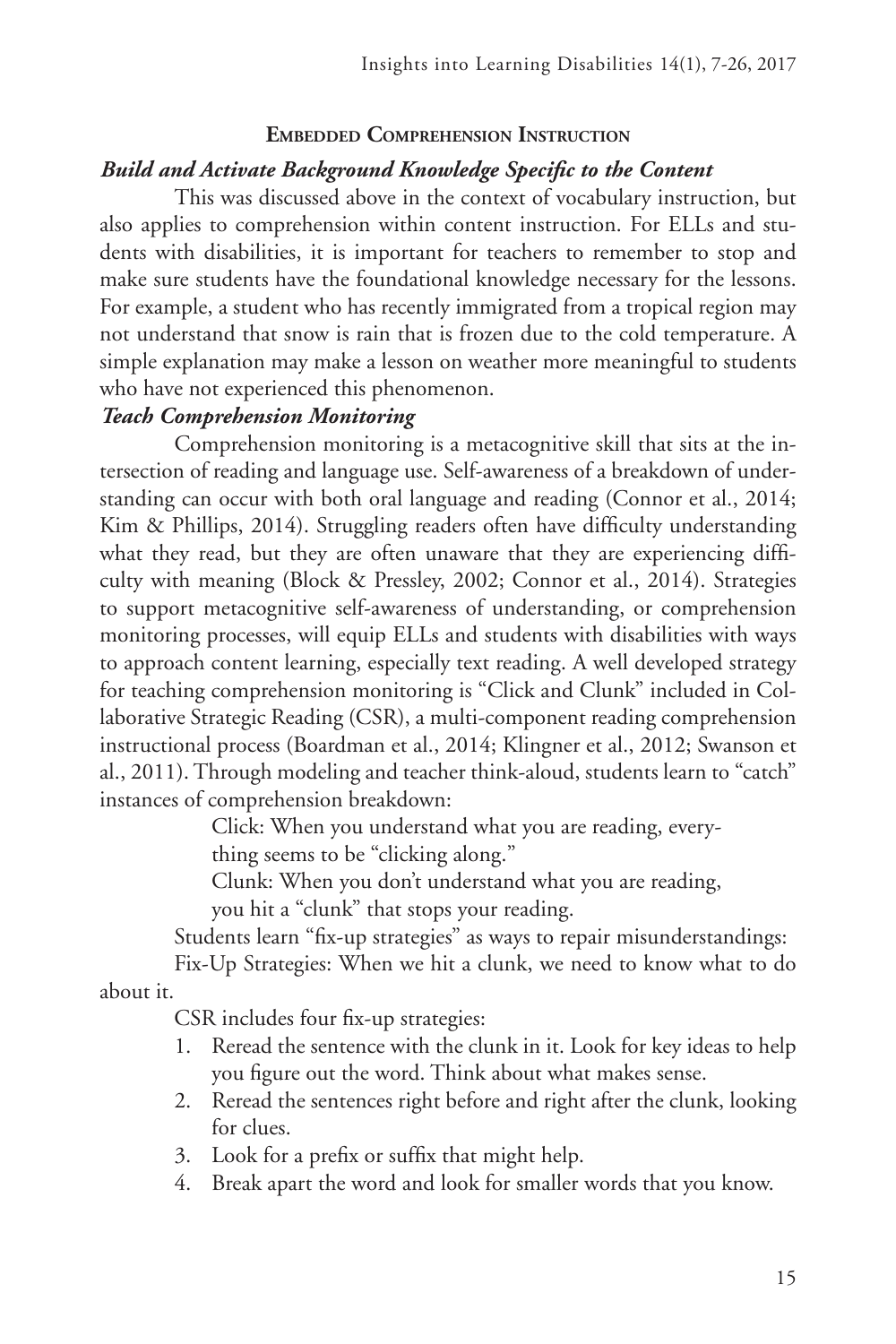## Embedded Comprehension Instruction

### *Build and Activate Background Knowledge Specific to the Content*

This was discussed above in the context of vocabulary instruction, but also applies to comprehension within content instruction. For ELLs and students with disabilities, it is important for teachers to remember to stop and make sure students have the foundational knowledge necessary for the lessons. For example, a student who has recently immigrated from a tropical region may not understand that snow is rain that is frozen due to the cold temperature. A simple explanation may make a lesson on weather more meaningful to students who have not experienced this phenomenon.

### *Teach Comprehension Monitoring*

Comprehension monitoring is a metacognitive skill that sits at the intersection of reading and language use. Self-awareness of a breakdown of understanding can occur with both oral language and reading (Connor et al., 2014; Kim & Phillips, 2014). Struggling readers often have difficulty understanding what they read, but they are often unaware that they are experiencing difficulty with meaning (Block & Pressley, 2002; Connor et al., 2014). Strategies to support metacognitive self-awareness of understanding, or comprehension monitoring processes, will equip ELLs and students with disabilities with ways to approach content learning, especially text reading. A well developed strategy for teaching comprehension monitoring is "Click and Clunk" included in Collaborative Strategic Reading (CSR), a multi-component reading comprehension instructional process (Boardman et al., 2014; Klingner et al., 2012; Swanson et al., 2011). Through modeling and teacher think-aloud, students learn to "catch" instances of comprehension breakdown:

> Click: When you understand what you are reading, everything seems to be "clicking along."
>
> Clunk: When you don't understand what you are reading, you hit a "clunk" that stops your reading.

Students learn "fix-up strategies" as ways to repair misunderstandings:

Fix-Up Strategies: When we hit a clunk, we need to know what to do about it.

CSR includes four fix-up strategies:

1. Reread the sentence with the clunk in it. Look for key ideas to help you figure out the word. Think about what makes sense.
2. Reread the sentences right before and right after the clunk, looking for clues.
3. Look for a prefix or suffix that might help.
4. Break apart the word and look for smaller words that you know.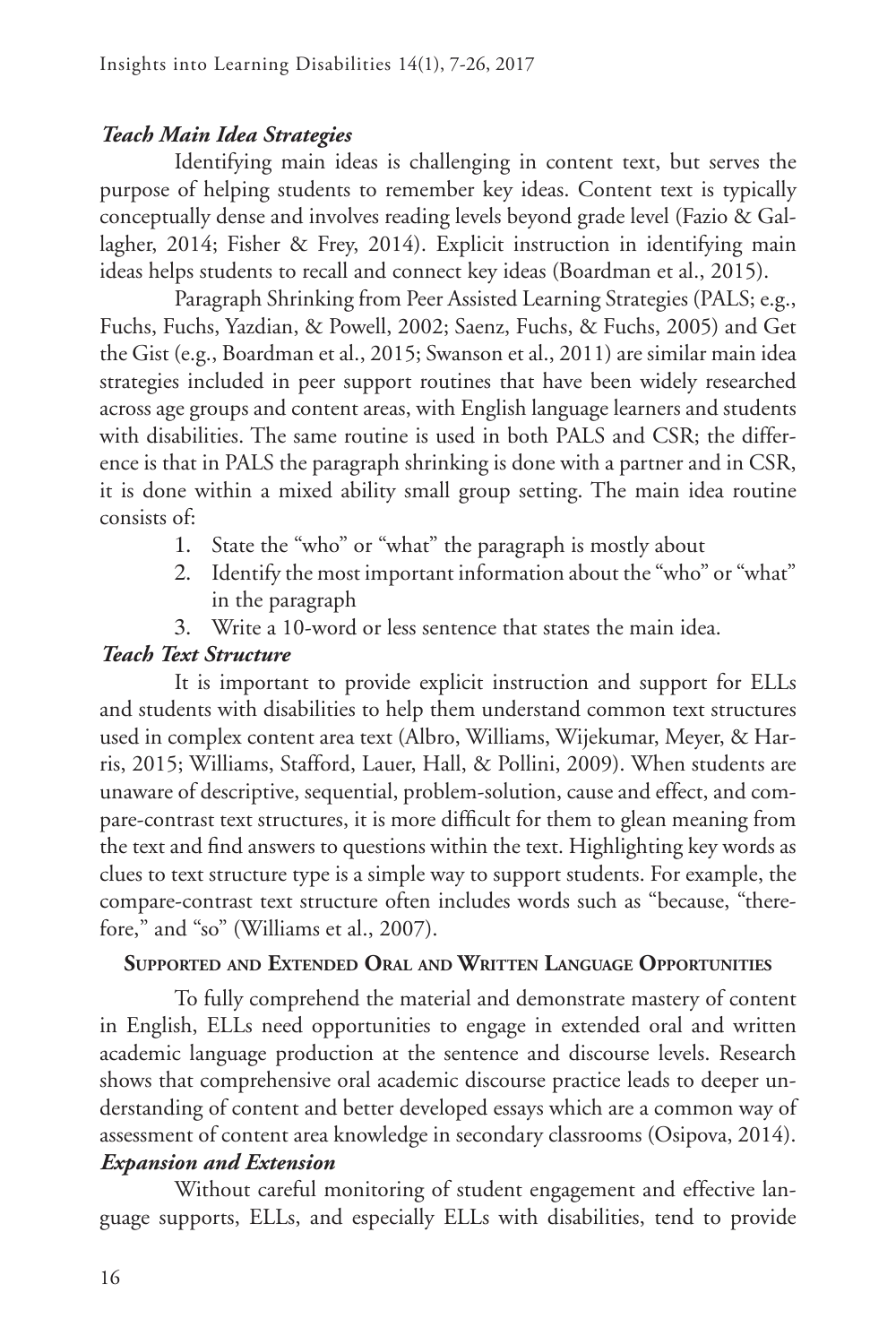### *Teach Main Idea Strategies*

Identifying main ideas is challenging in content text, but serves the purpose of helping students to remember key ideas. Content text is typically conceptually dense and involves reading levels beyond grade level (Fazio & Gallagher, 2014; Fisher & Frey, 2014). Explicit instruction in identifying main ideas helps students to recall and connect key ideas (Boardman et al., 2015).

Paragraph Shrinking from Peer Assisted Learning Strategies (PALS; e.g., Fuchs, Fuchs, Yazdian, & Powell, 2002; Saenz, Fuchs, & Fuchs, 2005) and Get the Gist (e.g., Boardman et al., 2015; Swanson et al., 2011) are similar main idea strategies included in peer support routines that have been widely researched across age groups and content areas, with English language learners and students with disabilities. The same routine is used in both PALS and CSR; the difference is that in PALS the paragraph shrinking is done with a partner and in CSR, it is done within a mixed ability small group setting. The main idea routine consists of:

1. State the "who" or "what" the paragraph is mostly about
2. Identify the most important information about the "who" or "what" in the paragraph
3. Write a 10-word or less sentence that states the main idea.

### *Teach Text Structure*

It is important to provide explicit instruction and support for ELLs and students with disabilities to help them understand common text structures used in complex content area text (Albro, Williams, Wijekumar, Meyer, & Harris, 2015; Williams, Stafford, Lauer, Hall, & Pollini, 2009). When students are unaware of descriptive, sequential, problem-solution, cause and effect, and compare-contrast text structures, it is more difficult for them to glean meaning from the text and find answers to questions within the text. Highlighting key words as clues to text structure type is a simple way to support students. For example, the compare-contrast text structure often includes words such as "because, "therefore," and "so" (Williams et al., 2007).

## Supported and Extended Oral and Written Language Opportunities

To fully comprehend the material and demonstrate mastery of content in English, ELLs need opportunities to engage in extended oral and written academic language production at the sentence and discourse levels. Research shows that comprehensive oral academic discourse practice leads to deeper understanding of content and better developed essays which are a common way of assessment of content area knowledge in secondary classrooms (Osipova, 2014).

### *Expansion and Extension*

Without careful monitoring of student engagement and effective language supports, ELLs, and especially ELLs with disabilities, tend to provide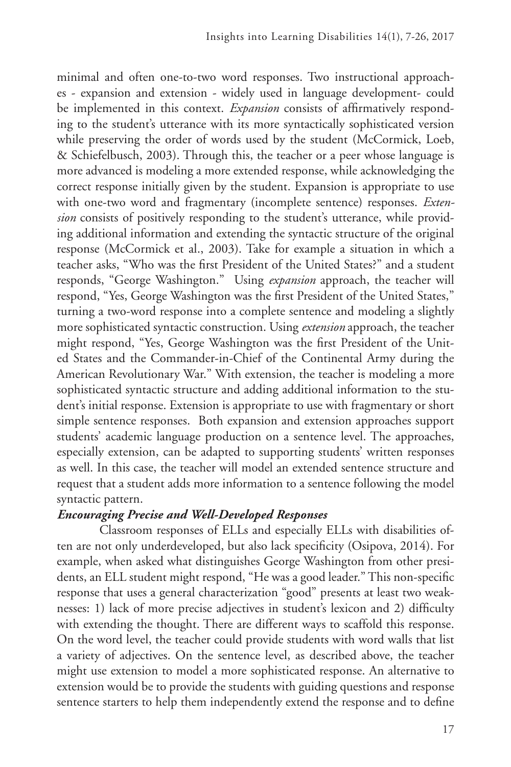minimal and often one-to-two word responses. Two instructional approaches - expansion and extension - widely used in language development- could be implemented in this context. *Expansion* consists of affirmatively responding to the student's utterance with its more syntactically sophisticated version while preserving the order of words used by the student (McCormick, Loeb, & Schiefelbusch, 2003). Through this, the teacher or a peer whose language is more advanced is modeling a more extended response, while acknowledging the correct response initially given by the student. Expansion is appropriate to use with one-two word and fragmentary (incomplete sentence) responses. *Extension* consists of positively responding to the student's utterance, while providing additional information and extending the syntactic structure of the original response (McCormick et al., 2003). Take for example a situation in which a teacher asks, "Who was the first President of the United States?" and a student responds, "George Washington." Using *expansion* approach, the teacher will respond, "Yes, George Washington was the first President of the United States," turning a two-word response into a complete sentence and modeling a slightly more sophisticated syntactic construction. Using *extension* approach, the teacher might respond, "Yes, George Washington was the first President of the United States and the Commander-in-Chief of the Continental Army during the American Revolutionary War." With extension, the teacher is modeling a more sophisticated syntactic structure and adding additional information to the student's initial response. Extension is appropriate to use with fragmentary or short simple sentence responses. Both expansion and extension approaches support students' academic language production on a sentence level. The approaches, especially extension, can be adapted to supporting students' written responses as well. In this case, the teacher will model an extended sentence structure and request that a student adds more information to a sentence following the model syntactic pattern.

***Encouraging Precise and Well-Developed Responses***

Classroom responses of ELLs and especially ELLs with disabilities often are not only underdeveloped, but also lack specificity (Osipova, 2014). For example, when asked what distinguishes George Washington from other presidents, an ELL student might respond, "He was a good leader." This non-specific response that uses a general characterization "good" presents at least two weaknesses: 1) lack of more precise adjectives in student's lexicon and 2) difficulty with extending the thought. There are different ways to scaffold this response. On the word level, the teacher could provide students with word walls that list a variety of adjectives. On the sentence level, as described above, the teacher might use extension to model a more sophisticated response. An alternative to extension would be to provide the students with guiding questions and response sentence starters to help them independently extend the response and to define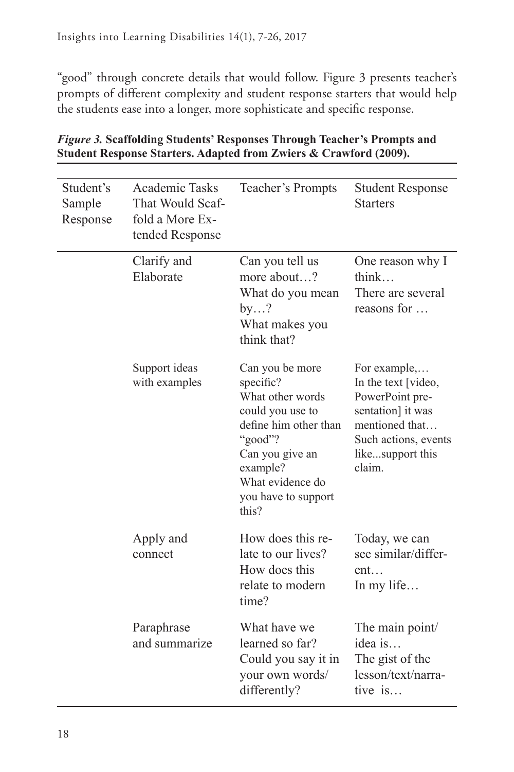"good" through concrete details that would follow. Figure 3 presents teacher's prompts of different complexity and student response starters that would help the students ease into a longer, more sophisticate and specific response.

***Figure 3.*** **Scaffolding Students' Responses Through Teacher's Prompts and Student Response Starters. Adapted from Zwiers & Crawford (2009).**

| Student's Sample Response | Academic Tasks That Would Scaffold a More Extended Response | Teacher's Prompts | Student Response Starters |
|---|---|---|---|
| | Clarify and Elaborate | Can you tell us more about…?<br>What do you mean by…?<br>What makes you think that? | One reason why I think…<br>There are several reasons for … |
| | Support ideas with examples | Can you be more specific?<br>What other words could you use to define him other than "good"?<br>Can you give an example?<br>What evidence do you have to support this? | For example,…<br>In the text [video, PowerPoint presentation] it was mentioned that…<br>Such actions, events like...support this claim. |
| | Apply and connect | How does this relate to our lives?<br>How does this relate to modern time? | Today, we can see similar/different…<br>In my life… |
| | Paraphrase and summarize | What have we learned so far?<br>Could you say it in your own words/ differently? | The main point/ idea is…<br>The gist of the lesson/text/narrative is… |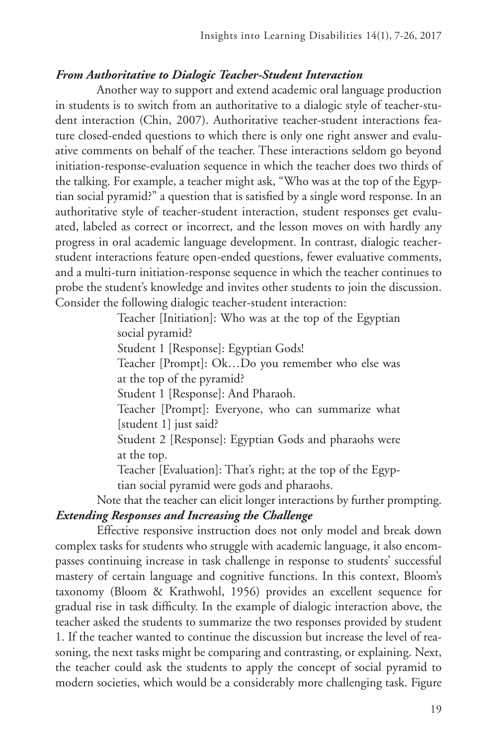### *From Authoritative to Dialogic Teacher-Student Interaction*

Another way to support and extend academic oral language production in students is to switch from an authoritative to a dialogic style of teacher-student interaction (Chin, 2007). Authoritative teacher-student interactions feature closed-ended questions to which there is only one right answer and evaluative comments on behalf of the teacher. These interactions seldom go beyond initiation-response-evaluation sequence in which the teacher does two thirds of the talking. For example, a teacher might ask, "Who was at the top of the Egyptian social pyramid?" a question that is satisfied by a single word response. In an authoritative style of teacher-student interaction, student responses get evaluated, labeled as correct or incorrect, and the lesson moves on with hardly any progress in oral academic language development. In contrast, dialogic teacher-student interactions feature open-ended questions, fewer evaluative comments, and a multi-turn initiation-response sequence in which the teacher continues to probe the student's knowledge and invites other students to join the discussion. Consider the following dialogic teacher-student interaction:

> Teacher [Initiation]: Who was at the top of the Egyptian social pyramid?
>
> Student 1 [Response]: Egyptian Gods!
>
> Teacher [Prompt]: Ok…Do you remember who else was at the top of the pyramid?
>
> Student 1 [Response]: And Pharaoh.
>
> Teacher [Prompt]: Everyone, who can summarize what [student 1] just said?
>
> Student 2 [Response]: Egyptian Gods and pharaohs were at the top.
>
> Teacher [Evaluation]: That's right; at the top of the Egyptian social pyramid were gods and pharaohs.

Note that the teacher can elicit longer interactions by further prompting.

### *Extending Responses and Increasing the Challenge*

Effective responsive instruction does not only model and break down complex tasks for students who struggle with academic language, it also encompasses continuing increase in task challenge in response to students' successful mastery of certain language and cognitive functions. In this context, Bloom's taxonomy (Bloom & Krathwohl, 1956) provides an excellent sequence for gradual rise in task difficulty. In the example of dialogic interaction above, the teacher asked the students to summarize the two responses provided by student 1. If the teacher wanted to continue the discussion but increase the level of reasoning, the next tasks might be comparing and contrasting, or explaining. Next, the teacher could ask the students to apply the concept of social pyramid to modern societies, which would be a considerably more challenging task. Figure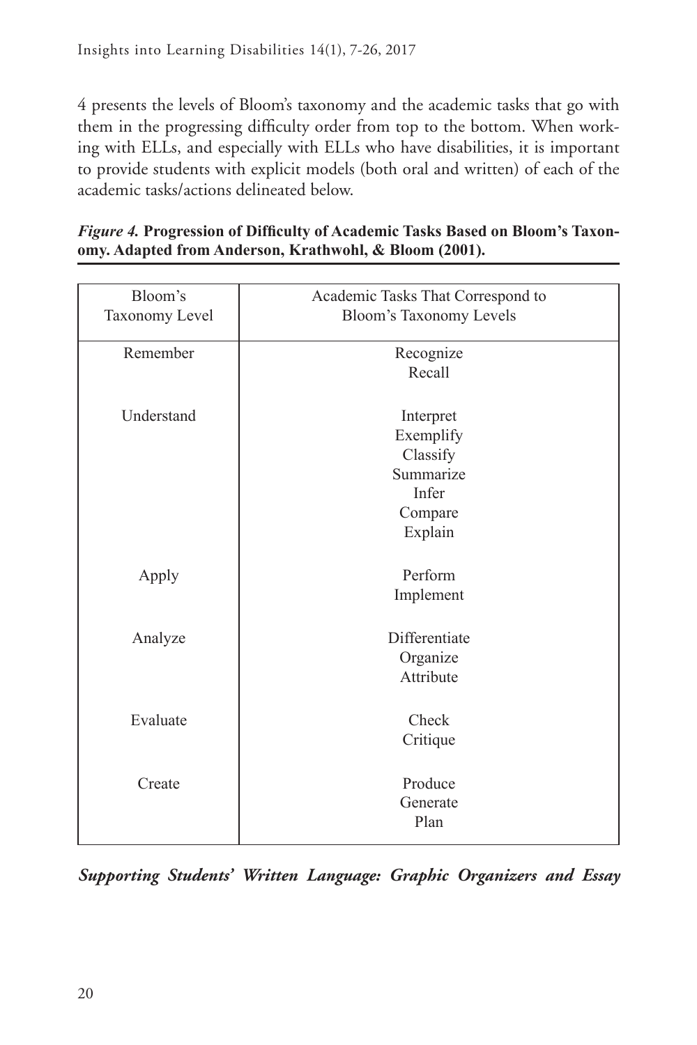4 presents the levels of Bloom's taxonomy and the academic tasks that go with them in the progressing difficulty order from top to the bottom. When working with ELLs, and especially with ELLs who have disabilities, it is important to provide students with explicit models (both oral and written) of each of the academic tasks/actions delineated below.

***Figure 4.* Progression of Difficulty of Academic Tasks Based on Bloom's Taxonomy. Adapted from Anderson, Krathwohl, & Bloom (2001).**

| Bloom's Taxonomy Level | Academic Tasks That Correspond to Bloom's Taxonomy Levels |
|---|---|
| Remember | Recognize<br>Recall |
| Understand | Interpret<br>Exemplify<br>Classify<br>Summarize<br>Infer<br>Compare<br>Explain |
| Apply | Perform<br>Implement |
| Analyze | Differentiate<br>Organize<br>Attribute |
| Evaluate | Check<br>Critique |
| Create | Produce<br>Generate<br>Plan |

***Supporting Students' Written Language: Graphic Organizers and Essay***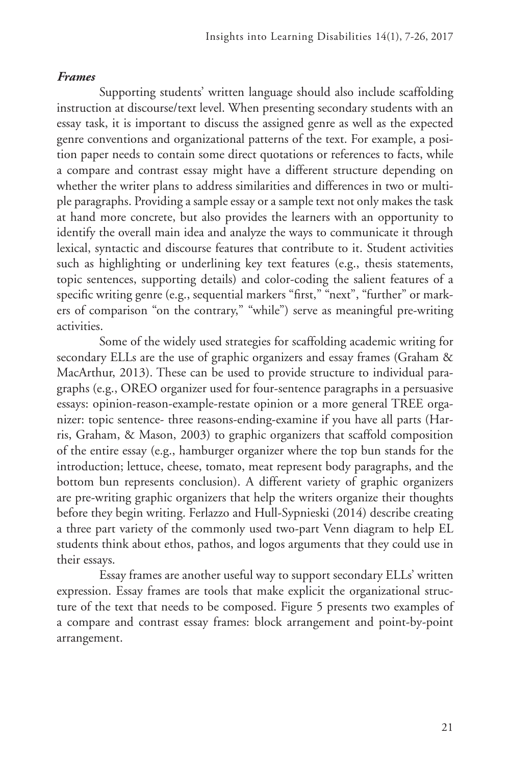### *Frames*

Supporting students' written language should also include scaffolding instruction at discourse/text level. When presenting secondary students with an essay task, it is important to discuss the assigned genre as well as the expected genre conventions and organizational patterns of the text. For example, a position paper needs to contain some direct quotations or references to facts, while a compare and contrast essay might have a different structure depending on whether the writer plans to address similarities and differences in two or multiple paragraphs. Providing a sample essay or a sample text not only makes the task at hand more concrete, but also provides the learners with an opportunity to identify the overall main idea and analyze the ways to communicate it through lexical, syntactic and discourse features that contribute to it. Student activities such as highlighting or underlining key text features (e.g., thesis statements, topic sentences, supporting details) and color-coding the salient features of a specific writing genre (e.g., sequential markers "first," "next", "further" or markers of comparison "on the contrary," "while") serve as meaningful pre-writing activities.

Some of the widely used strategies for scaffolding academic writing for secondary ELLs are the use of graphic organizers and essay frames (Graham & MacArthur, 2013). These can be used to provide structure to individual paragraphs (e.g., OREO organizer used for four-sentence paragraphs in a persuasive essays: opinion-reason-example-restate opinion or a more general TREE organizer: topic sentence- three reasons-ending-examine if you have all parts (Harris, Graham, & Mason, 2003) to graphic organizers that scaffold composition of the entire essay (e.g., hamburger organizer where the top bun stands for the introduction; lettuce, cheese, tomato, meat represent body paragraphs, and the bottom bun represents conclusion). A different variety of graphic organizers are pre-writing graphic organizers that help the writers organize their thoughts before they begin writing. Ferlazzo and Hull-Sypnieski (2014) describe creating a three part variety of the commonly used two-part Venn diagram to help EL students think about ethos, pathos, and logos arguments that they could use in their essays.

Essay frames are another useful way to support secondary ELLs' written expression. Essay frames are tools that make explicit the organizational structure of the text that needs to be composed. Figure 5 presents two examples of a compare and contrast essay frames: block arrangement and point-by-point arrangement.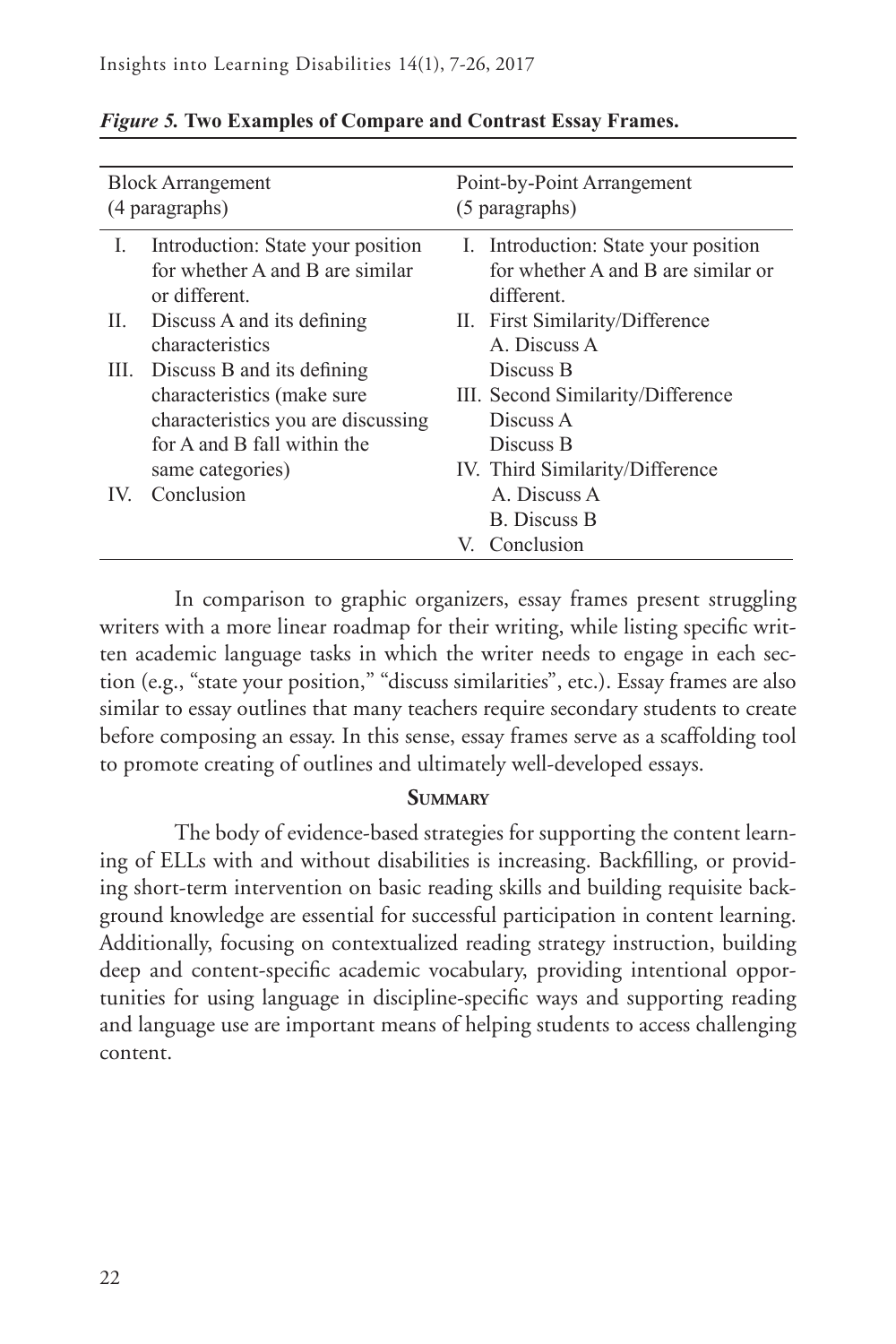*Figure 5.* **Two Examples of Compare and Contrast Essay Frames.**

| Block Arrangement (4 paragraphs) | Point-by-Point Arrangement (5 paragraphs) |
|---|---|
| I. Introduction: State your position for whether A and B are similar or different. | I. Introduction: State your position for whether A and B are similar or different. |
| II. Discuss A and its defining characteristics | II. First Similarity/Difference<br>A. Discuss A<br>Discuss B |
| III. Discuss B and its defining characteristics (make sure characteristics you are discussing for A and B fall within the same categories) | III. Second Similarity/Difference<br>Discuss A<br>Discuss B |
| IV. Conclusion | IV. Third Similarity/Difference<br>A. Discuss A<br>B. Discuss B |
| | V. Conclusion |

In comparison to graphic organizers, essay frames present struggling writers with a more linear roadmap for their writing, while listing specific written academic language tasks in which the writer needs to engage in each section (e.g., "state your position," "discuss similarities", etc.). Essay frames are also similar to essay outlines that many teachers require secondary students to create before composing an essay. In this sense, essay frames serve as a scaffolding tool to promote creating of outlines and ultimately well-developed essays.

## Summary

The body of evidence-based strategies for supporting the content learning of ELLs with and without disabilities is increasing. Backfilling, or providing short-term intervention on basic reading skills and building requisite background knowledge are essential for successful participation in content learning. Additionally, focusing on contextualized reading strategy instruction, building deep and content-specific academic vocabulary, providing intentional opportunities for using language in discipline-specific ways and supporting reading and language use are important means of helping students to access challenging content.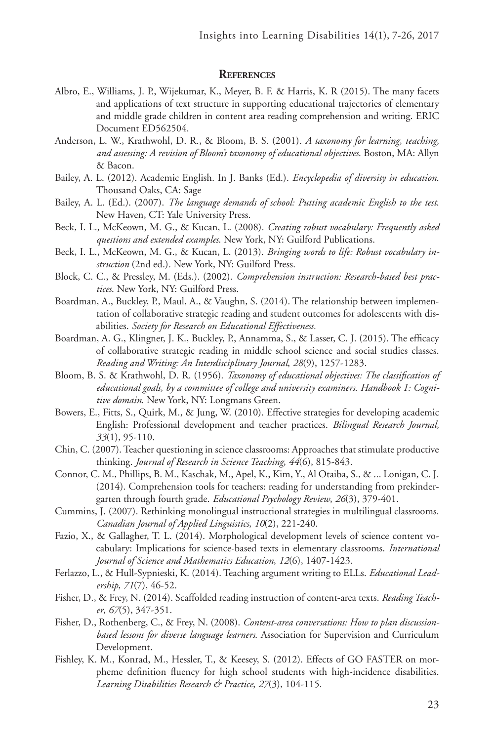## References

Albro, E., Williams, J. P., Wijekumar, K., Meyer, B. F. & Harris, K. R (2015). The many facets and applications of text structure in supporting educational trajectories of elementary and middle grade children in content area reading comprehension and writing. ERIC Document ED562504.

Anderson, L. W., Krathwohl, D. R., & Bloom, B. S. (2001). *A taxonomy for learning, teaching, and assessing: A revision of Bloom's taxonomy of educational objectives*. Boston, MA: Allyn & Bacon.

Bailey, A. L. (2012). Academic English. In J. Banks (Ed.). *Encyclopedia of diversity in education*. Thousand Oaks, CA: Sage

Bailey, A. L. (Ed.). (2007). *The language demands of school: Putting academic English to the test*. New Haven, CT: Yale University Press.

Beck, I. L., McKeown, M. G., & Kucan, L. (2008). *Creating robust vocabulary: Frequently asked questions and extended examples*. New York, NY: Guilford Publications.

Beck, I. L., McKeown, M. G., & Kucan, L. (2013). *Bringing words to life: Robust vocabulary instruction* (2nd ed.). New York, NY: Guilford Press.

Block, C. C., & Pressley, M. (Eds.). (2002). *Comprehension instruction: Research-based best practices*. New York, NY: Guilford Press.

Boardman, A., Buckley, P., Maul, A., & Vaughn, S. (2014). The relationship between implementation of collaborative strategic reading and student outcomes for adolescents with disabilities. *Society for Research on Educational Effectiveness.*

Boardman, A. G., Klingner, J. K., Buckley, P., Annamma, S., & Lasser, C. J. (2015). The efficacy of collaborative strategic reading in middle school science and social studies classes. *Reading and Writing: An Interdisciplinary Journal*, *28*(9), 1257-1283.

Bloom, B. S. & Krathwohl, D. R. (1956). *Taxonomy of educational objectives: The classification of educational goals, by a committee of college and university examiners. Handbook 1: Cognitive domain*. New York, NY: Longmans Green.

Bowers, E., Fitts, S., Quirk, M., & Jung, W. (2010). Effective strategies for developing academic English: Professional development and teacher practices. *Bilingual Research Journal, 33*(1), 95-110.

Chin, C. (2007). Teacher questioning in science classrooms: Approaches that stimulate productive thinking. *Journal of Research in Science Teaching*, *44*(6), 815-843.

Connor, C. M., Phillips, B. M., Kaschak, M., Apel, K., Kim, Y., Al Otaiba, S., & ... Lonigan, C. J. (2014). Comprehension tools for teachers: reading for understanding from prekindergarten through fourth grade. *Educational Psychology Review*, *26*(3), 379-401.

Cummins, J. (2007). Rethinking monolingual instructional strategies in multilingual classrooms. *Canadian Journal of Applied Linguistics*, *10*(2), 221-240.

Fazio, X., & Gallagher, T. L. (2014). Morphological development levels of science content vocabulary: Implications for science-based texts in elementary classrooms. *International Journal of Science and Mathematics Education*, *12*(6), 1407-1423.

Ferlazzo, L., & Hull-Sypnieski, K. (2014). Teaching argument writing to ELLs. *Educational Leadership*, *71*(7), 46-52.

Fisher, D., & Frey, N. (2014). Scaffolded reading instruction of content-area texts. *Reading Teacher*, *67*(5), 347-351.

Fisher, D., Rothenberg, C., & Frey, N. (2008). *Content-area conversations: How to plan discussion-based lessons for diverse language learners*. Association for Supervision and Curriculum Development.

Fishley, K. M., Konrad, M., Hessler, T., & Keesey, S. (2012). Effects of GO FASTER on morpheme definition fluency for high school students with high-incidence disabilities. *Learning Disabilities Research & Practice*, *27*(3), 104-115.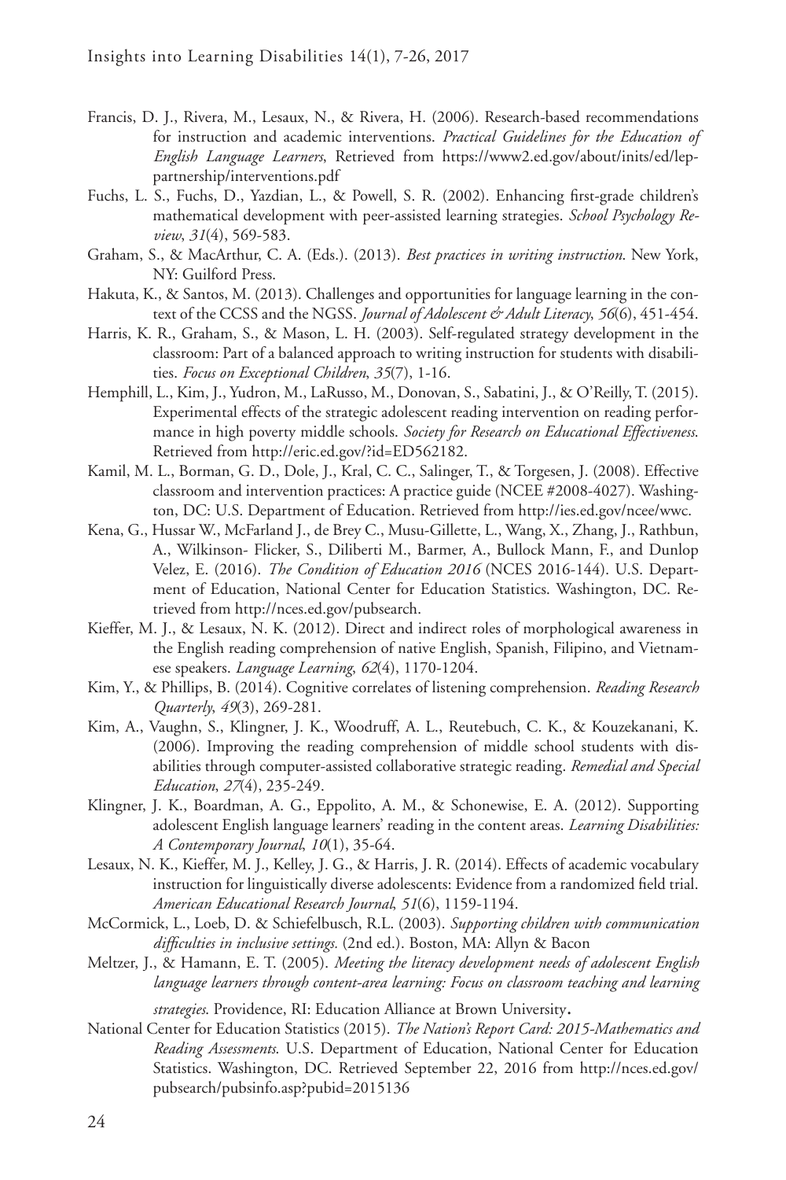Francis, D. J., Rivera, M., Lesaux, N., & Rivera, H. (2006). Research-based recommendations for instruction and academic interventions. *Practical Guidelines for the Education of English Language Learners*, Retrieved from https://www2.ed.gov/about/inits/ed/lep-partnership/interventions.pdf

Fuchs, L. S., Fuchs, D., Yazdian, L., & Powell, S. R. (2002). Enhancing first-grade children's mathematical development with peer-assisted learning strategies. *School Psychology Review*, *31*(4), 569-583.

Graham, S., & MacArthur, C. A. (Eds.). (2013). *Best practices in writing instruction*. New York, NY: Guilford Press.

Hakuta, K., & Santos, M. (2013). Challenges and opportunities for language learning in the context of the CCSS and the NGSS. *Journal of Adolescent & Adult Literacy*, *56*(6), 451-454.

Harris, K. R., Graham, S., & Mason, L. H. (2003). Self-regulated strategy development in the classroom: Part of a balanced approach to writing instruction for students with disabilities. *Focus on Exceptional Children*, *35*(7), 1-16.

Hemphill, L., Kim, J., Yudron, M., LaRusso, M., Donovan, S., Sabatini, J., & O'Reilly, T. (2015). Experimental effects of the strategic adolescent reading intervention on reading performance in high poverty middle schools. *Society for Research on Educational Effectiveness*. Retrieved from http://eric.ed.gov/?id=ED562182.

Kamil, M. L., Borman, G. D., Dole, J., Kral, C. C., Salinger, T., & Torgesen, J. (2008). Effective classroom and intervention practices: A practice guide (NCEE #2008-4027). Washington, DC: U.S. Department of Education. Retrieved from http://ies.ed.gov/ncee/wwc.

Kena, G., Hussar W., McFarland J., de Brey C., Musu-Gillette, L., Wang, X., Zhang, J., Rathbun, A., Wilkinson- Flicker, S., Diliberti M., Barmer, A., Bullock Mann, F., and Dunlop Velez, E. (2016). *The Condition of Education 2016* (NCES 2016-144). U.S. Department of Education, National Center for Education Statistics. Washington, DC. Retrieved from http://nces.ed.gov/pubsearch.

Kieffer, M. J., & Lesaux, N. K. (2012). Direct and indirect roles of morphological awareness in the English reading comprehension of native English, Spanish, Filipino, and Vietnamese speakers. *Language Learning*, *62*(4), 1170-1204.

Kim, Y., & Phillips, B. (2014). Cognitive correlates of listening comprehension. *Reading Research Quarterly*, *49*(3), 269-281.

Kim, A., Vaughn, S., Klingner, J. K., Woodruff, A. L., Reutebuch, C. K., & Kouzekanani, K. (2006). Improving the reading comprehension of middle school students with disabilities through computer-assisted collaborative strategic reading. *Remedial and Special Education*, *27*(4), 235-249.

Klingner, J. K., Boardman, A. G., Eppolito, A. M., & Schonewise, E. A. (2012). Supporting adolescent English language learners' reading in the content areas. *Learning Disabilities: A Contemporary Journal*, *10*(1), 35-64.

Lesaux, N. K., Kieffer, M. J., Kelley, J. G., & Harris, J. R. (2014). Effects of academic vocabulary instruction for linguistically diverse adolescents: Evidence from a randomized field trial. *American Educational Research Journal*, *51*(6), 1159-1194.

McCormick, L., Loeb, D. & Schiefelbusch, R.L. (2003). *Supporting children with communication difficulties in inclusive settings.* (2nd ed.). Boston, MA: Allyn & Bacon

Meltzer, J., & Hamann, E. T. (2005). *Meeting the literacy development needs of adolescent English language learners through content-area learning: Focus on classroom teaching and learning strategies*. Providence, RI: Education Alliance at Brown University**.**

National Center for Education Statistics (2015). *The Nation's Report Card: 2015-Mathematics and Reading Assessments*. U.S. Department of Education, National Center for Education Statistics. Washington, DC. Retrieved September 22, 2016 from http://nces.ed.gov/pubsearch/pubsinfo.asp?pubid=2015136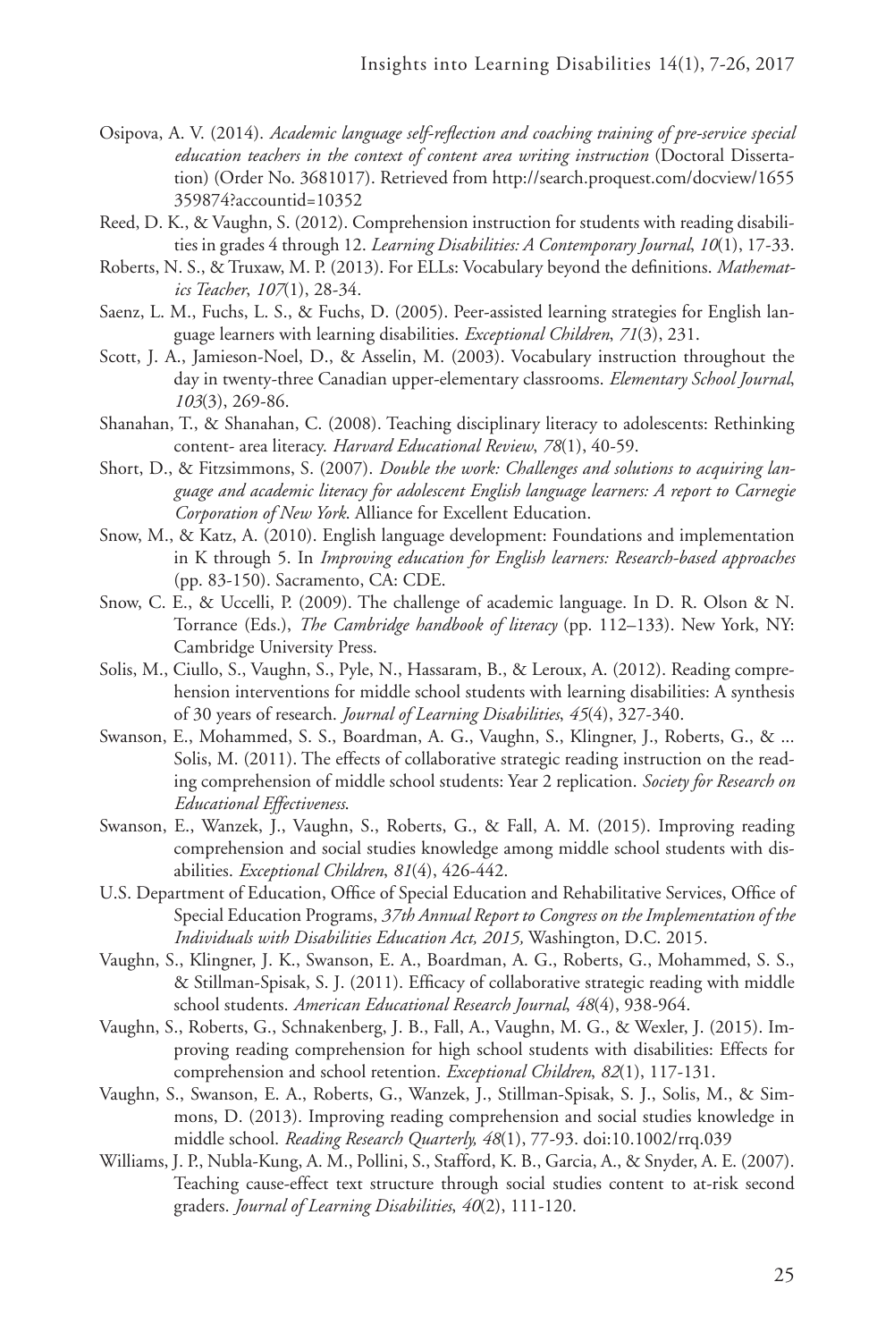Osipova, A. V. (2014). *Academic language self-reflection and coaching training of pre-service special education teachers in the context of content area writing instruction* (Doctoral Dissertation) (Order No. 3681017). Retrieved from http://search.proquest.com/docview/1655359874?accountid=10352

Reed, D. K., & Vaughn, S. (2012). Comprehension instruction for students with reading disabilities in grades 4 through 12. *Learning Disabilities: A Contemporary Journal*, *10*(1), 17-33.

Roberts, N. S., & Truxaw, M. P. (2013). For ELLs: Vocabulary beyond the definitions. *Mathematics Teacher*, *107*(1), 28-34.

Saenz, L. M., Fuchs, L. S., & Fuchs, D. (2005). Peer-assisted learning strategies for English language learners with learning disabilities. *Exceptional Children*, *71*(3), 231.

Scott, J. A., Jamieson-Noel, D., & Asselin, M. (2003). Vocabulary instruction throughout the day in twenty-three Canadian upper-elementary classrooms. *Elementary School Journal*, *103*(3), 269-86.

Shanahan, T., & Shanahan, C. (2008). Teaching disciplinary literacy to adolescents: Rethinking content- area literacy. *Harvard Educational Review*, *78*(1), 40-59.

Short, D., & Fitzsimmons, S. (2007). *Double the work: Challenges and solutions to acquiring language and academic literacy for adolescent English language learners: A report to Carnegie Corporation of New York*. Alliance for Excellent Education.

Snow, M., & Katz, A. (2010). English language development: Foundations and implementation in K through 5. In *Improving education for English learners: Research-based approaches* (pp. 83-150). Sacramento, CA: CDE.

Snow, C. E., & Uccelli, P. (2009). The challenge of academic language. In D. R. Olson & N. Torrance (Eds.), *The Cambridge handbook of literacy* (pp. 112–133). New York, NY: Cambridge University Press.

Solis, M., Ciullo, S., Vaughn, S., Pyle, N., Hassaram, B., & Leroux, A. (2012). Reading comprehension interventions for middle school students with learning disabilities: A synthesis of 30 years of research. *Journal of Learning Disabilities*, *45*(4), 327-340.

Swanson, E., Mohammed, S. S., Boardman, A. G., Vaughn, S., Klingner, J., Roberts, G., & ... Solis, M. (2011). The effects of collaborative strategic reading instruction on the reading comprehension of middle school students: Year 2 replication. *Society for Research on Educational Effectiveness*.

Swanson, E., Wanzek, J., Vaughn, S., Roberts, G., & Fall, A. M. (2015). Improving reading comprehension and social studies knowledge among middle school students with disabilities. *Exceptional Children*, *81*(4), 426-442.

U.S. Department of Education, Office of Special Education and Rehabilitative Services, Office of Special Education Programs, *37th Annual Report to Congress on the Implementation of the Individuals with Disabilities Education Act, 2015,* Washington, D.C. 2015.

Vaughn, S., Klingner, J. K., Swanson, E. A., Boardman, A. G., Roberts, G., Mohammed, S. S., & Stillman-Spisak, S. J. (2011). Efficacy of collaborative strategic reading with middle school students. *American Educational Research Journal*, *48*(4), 938-964.

Vaughn, S., Roberts, G., Schnakenberg, J. B., Fall, A., Vaughn, M. G., & Wexler, J. (2015). Improving reading comprehension for high school students with disabilities: Effects for comprehension and school retention. *Exceptional Children*, *82*(1), 117-131.

Vaughn, S., Swanson, E. A., Roberts, G., Wanzek, J., Stillman-Spisak, S. J., Solis, M., & Simmons, D. (2013). Improving reading comprehension and social studies knowledge in middle school. *Reading Research Quarterly, 48*(1), 77-93. doi:10.1002/rrq.039

Williams, J. P., Nubla-Kung, A. M., Pollini, S., Stafford, K. B., Garcia, A., & Snyder, A. E. (2007). Teaching cause-effect text structure through social studies content to at-risk second graders. *Journal of Learning Disabilities*, *40*(2), 111-120.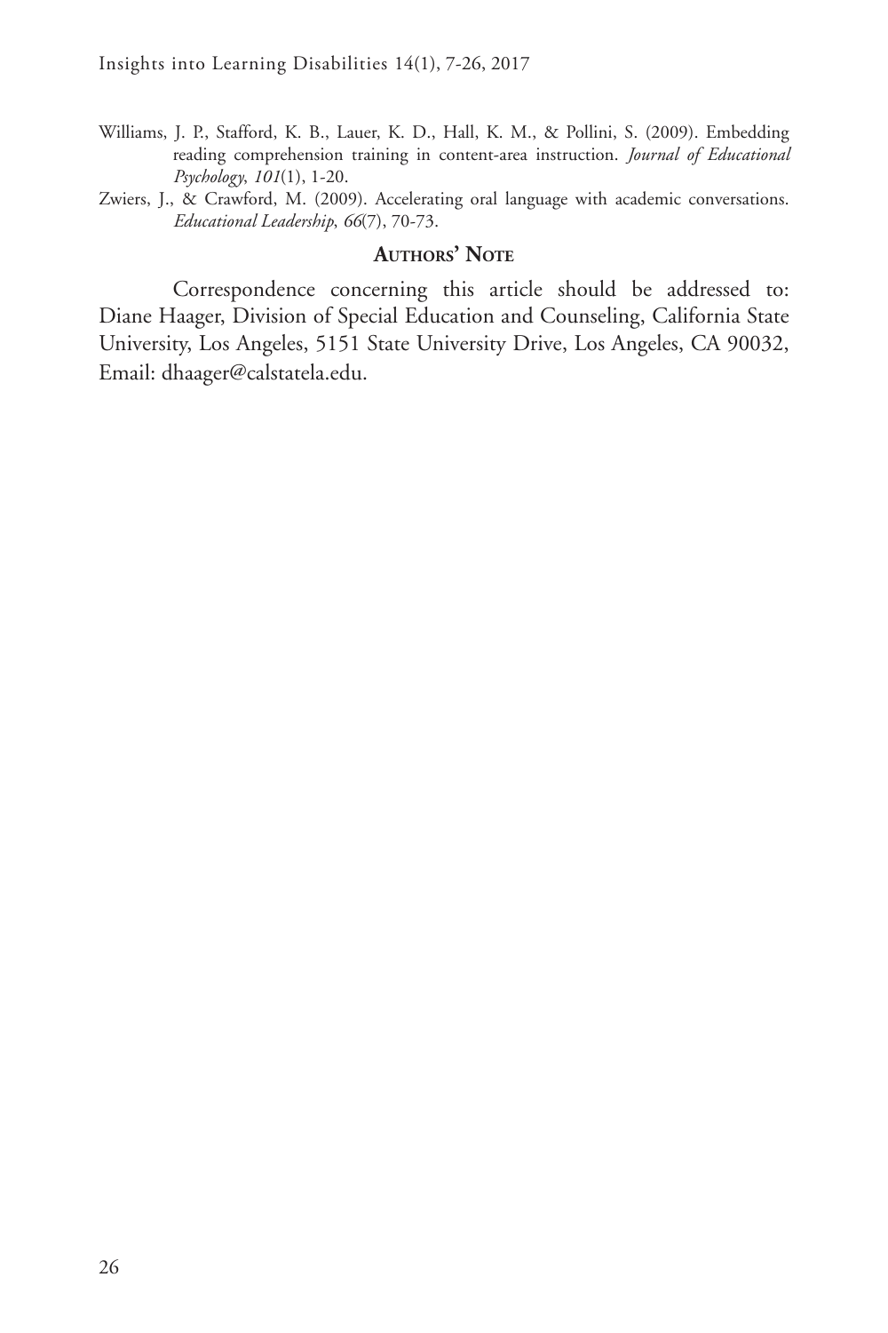Williams, J. P., Stafford, K. B., Lauer, K. D., Hall, K. M., & Pollini, S. (2009). Embedding reading comprehension training in content-area instruction. *Journal of Educational Psychology*, *101*(1), 1-20.

Zwiers, J., & Crawford, M. (2009). Accelerating oral language with academic conversations. *Educational Leadership*, *66*(7), 70-73.

## Authors' Note

Correspondence concerning this article should be addressed to: Diane Haager, Division of Special Education and Counseling, California State University, Los Angeles, 5151 State University Drive, Los Angeles, CA 90032, Email: dhaager@calstatela.edu.